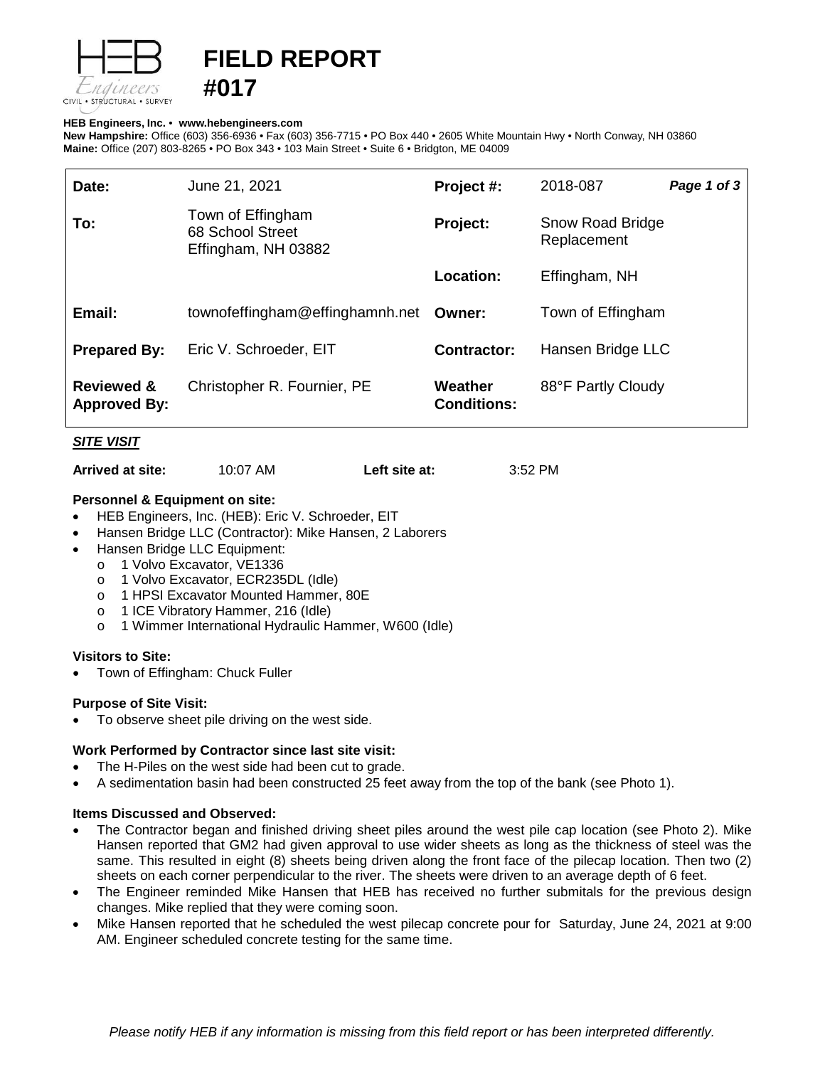# FIELD REPORT #017

**HEB Engineers, Inc.** • **www.hebengineers.com**
**New Hampshire:** Office (603) 356-6936 • Fax (603) 356-7715 • PO Box 440 • 2605 White Mountain Hwy • North Conway, NH 03860
**Maine:** Office (207) 803-8265 • PO Box 343 • 103 Main Street • Suite 6 • Bridgton, ME 04009

| | | | |
|---|---|---|---|
| **Date:** | June 21, 2021 | **Project #:** | 2018-087 ***Page 1 of 3*** |
| **To:** | Town of Effingham<br>68 School Street<br>Effingham, NH 03882 | **Project:** | Snow Road Bridge Replacement |
| | | **Location:** | Effingham, NH |
| **Email:** | townofeffingham@effinghamnh.net | **Owner:** | Town of Effingham |
| **Prepared By:** | Eric V. Schroeder, EIT | **Contractor:** | Hansen Bridge LLC |
| **Reviewed & Approved By:** | Christopher R. Fournier, PE | **Weather Conditions:** | 88°F Partly Cloudy |

## ***SITE VISIT***

**Arrived at site:** 10:07 AM **Left site at:** 3:52 PM

### Personnel & Equipment on site:

- HEB Engineers, Inc. (HEB): Eric V. Schroeder, EIT
- Hansen Bridge LLC (Contractor): Mike Hansen, 2 Laborers
- Hansen Bridge LLC Equipment:
  - 1 Volvo Excavator, VE1336
  - 1 Volvo Excavator, ECR235DL (Idle)
  - 1 HPSI Excavator Mounted Hammer, 80E
  - 1 ICE Vibratory Hammer, 216 (Idle)
  - 1 Wimmer International Hydraulic Hammer, W600 (Idle)

### Visitors to Site:

- Town of Effingham: Chuck Fuller

### Purpose of Site Visit:

- To observe sheet pile driving on the west side.

### Work Performed by Contractor since last site visit:

- The H-Piles on the west side had been cut to grade.
- A sedimentation basin had been constructed 25 feet away from the top of the bank (see Photo 1).

### Items Discussed and Observed:

- The Contractor began and finished driving sheet piles around the west pile cap location (see Photo 2). Mike Hansen reported that GM2 had given approval to use wider sheets as long as the thickness of steel was the same. This resulted in eight (8) sheets being driven along the front face of the pilecap location. Then two (2) sheets on each corner perpendicular to the river. The sheets were driven to an average depth of 6 feet.
- The Engineer reminded Mike Hansen that HEB has received no further submitals for the previous design changes. Mike replied that they were coming soon.
- Mike Hansen reported that he scheduled the west pilecap concrete pour for Saturday, June 24, 2021 at 9:00 AM. Engineer scheduled concrete testing for the same time.

*Please notify HEB if any information is missing from this field report or has been interpreted differently.*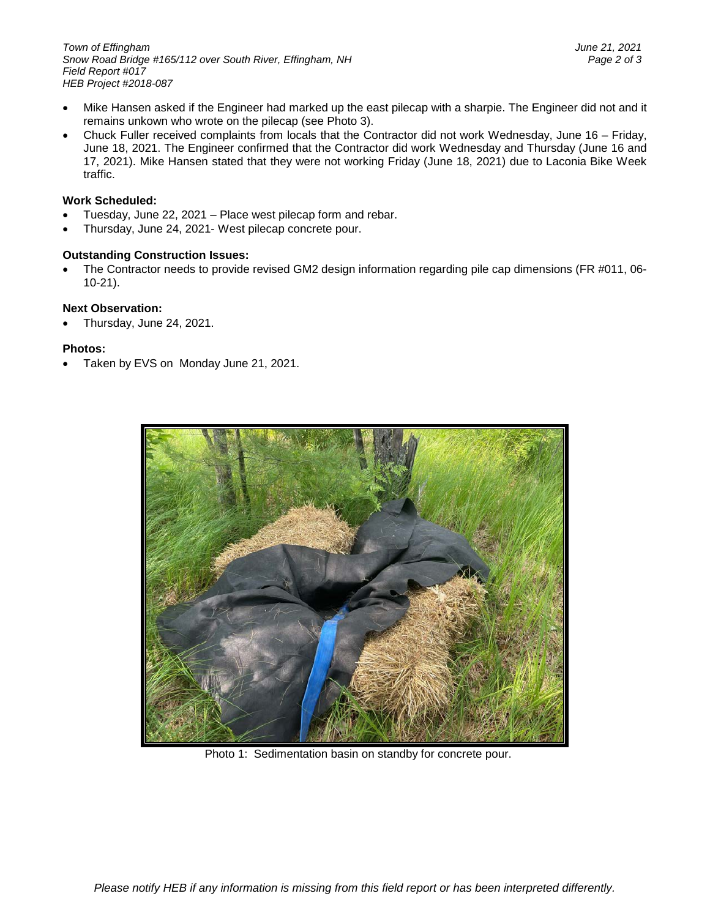- Mike Hansen asked if the Engineer had marked up the east pilecap with a sharpie. The Engineer did not and it remains unkown who wrote on the pilecap (see Photo 3).
- Chuck Fuller received complaints from locals that the Contractor did not work Wednesday, June 16 – Friday, June 18, 2021. The Engineer confirmed that the Contractor did work Wednesday and Thursday (June 16 and 17, 2021). Mike Hansen stated that they were not working Friday (June 18, 2021) due to Laconia Bike Week traffic.

**Work Scheduled:**

- Tuesday, June 22, 2021 – Place west pilecap form and rebar.
- Thursday, June 24, 2021- West pilecap concrete pour.

**Outstanding Construction Issues:**

- The Contractor needs to provide revised GM2 design information regarding pile cap dimensions (FR #011, 06-10-21).

**Next Observation:**

- Thursday, June 24, 2021.

**Photos:**

- Taken by EVS on Monday June 21, 2021.

Photo 1: Sedimentation basin on standby for concrete pour.

*Please notify HEB if any information is missing from this field report or has been interpreted differently.*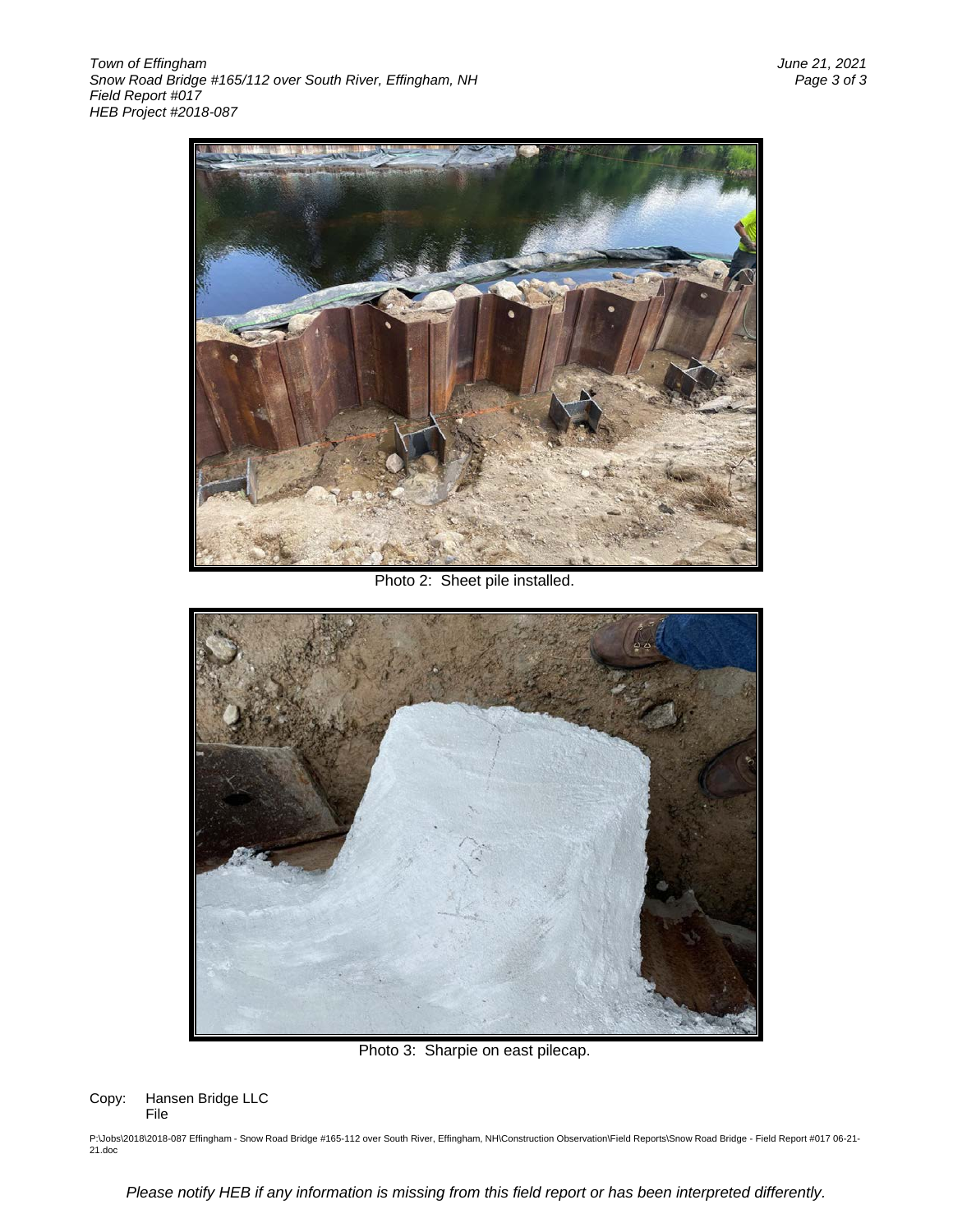Photo 2: Sheet pile installed.

Photo 3: Sharpie on east pilecap.

Copy: Hansen Bridge LLC
File

P:\Jobs\2018\2018-087 Effingham - Snow Road Bridge #165-112 over South River, Effingham, NH\Construction Observation\Field Reports\Snow Road Bridge - Field Report #017 06-21-21.doc

*Please notify HEB if any information is missing from this field report or has been interpreted differently.*